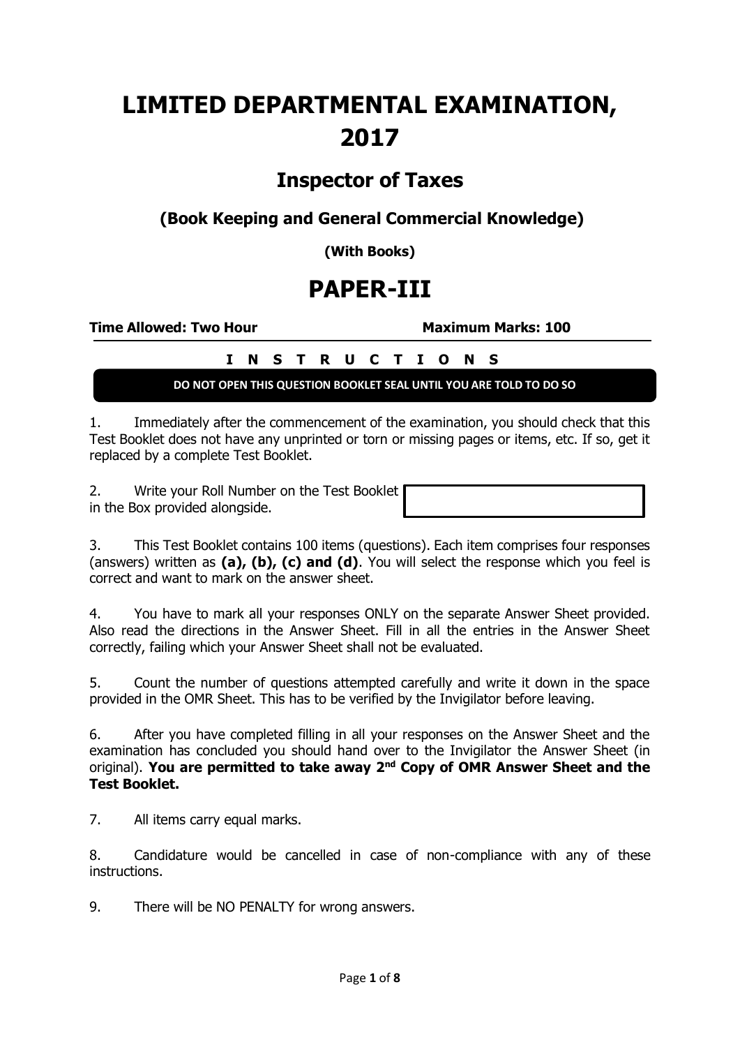# LIMITED DEPARTMENTAL EXAMINATION, 2017

## Inspector of Taxes

### (Book Keeping and General Commercial Knowledge)

**(With Books)**

# PAPER-III

**Time Allowed: Two Hour** **Maximum Marks: 100**

**I N S T R U C T I O N S**

**DO NOT OPEN THIS QUESTION BOOKLET SEAL UNTIL YOU ARE TOLD TO DO SO**

1. Immediately after the commencement of the examination, you should check that this Test Booklet does not have any unprinted or torn or missing pages or items, etc. If so, get it replaced by a complete Test Booklet.

2. Write your Roll Number on the Test Booklet in the Box provided alongside.

3. This Test Booklet contains 100 items (questions). Each item comprises four responses (answers) written as **(a), (b), (c) and (d)**. You will select the response which you feel is correct and want to mark on the answer sheet.

4. You have to mark all your responses ONLY on the separate Answer Sheet provided. Also read the directions in the Answer Sheet. Fill in all the entries in the Answer Sheet correctly, failing which your Answer Sheet shall not be evaluated.

5. Count the number of questions attempted carefully and write it down in the space provided in the OMR Sheet. This has to be verified by the Invigilator before leaving.

6. After you have completed filling in all your responses on the Answer Sheet and the examination has concluded you should hand over to the Invigilator the Answer Sheet (in original). **You are permitted to take away 2nd Copy of OMR Answer Sheet and the Test Booklet.**

7. All items carry equal marks.

8. Candidature would be cancelled in case of non-compliance with any of these instructions.

9. There will be NO PENALTY for wrong answers.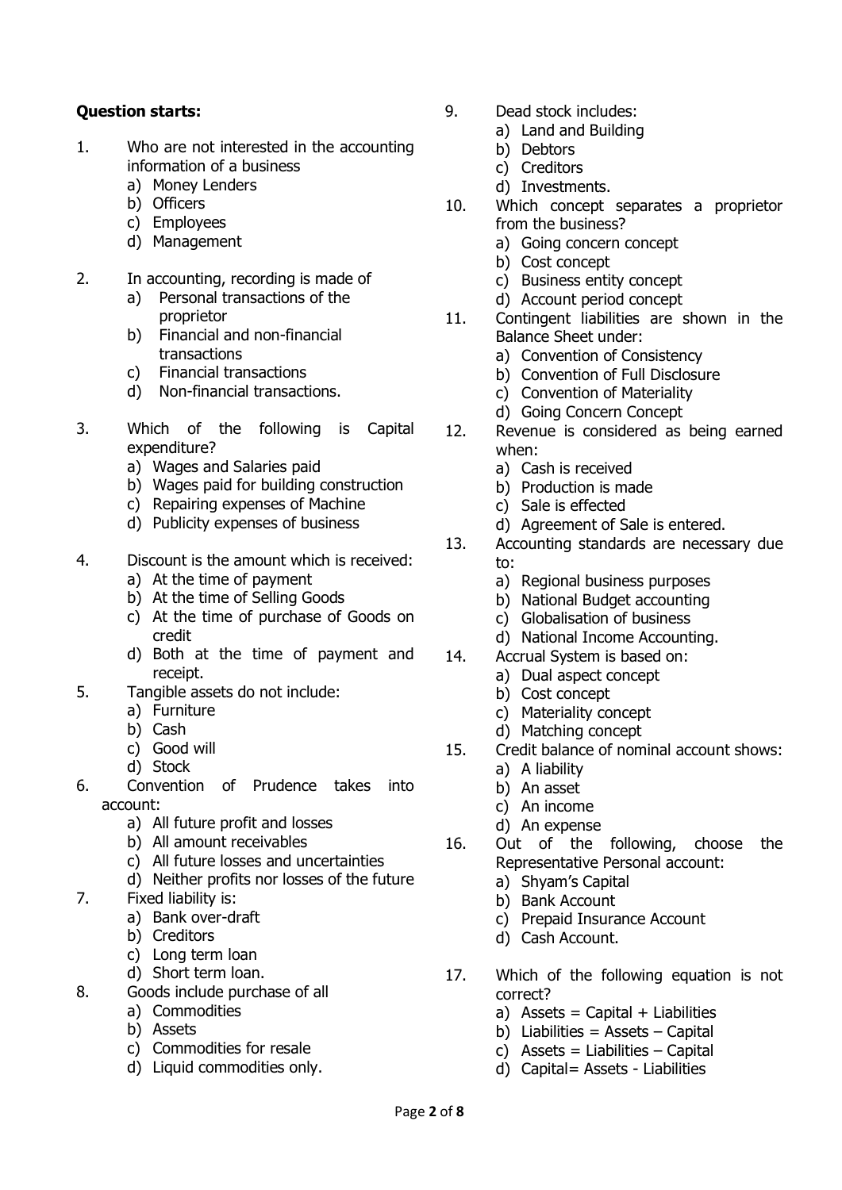**Question starts:**

1. Who are not interested in the accounting information of a business
   a) Money Lenders
   b) Officers
   c) Employees
   d) Management

2. In accounting, recording is made of
   a) Personal transactions of the proprietor
   b) Financial and non-financial transactions
   c) Financial transactions
   d) Non-financial transactions.

3. Which of the following is Capital expenditure?
   a) Wages and Salaries paid
   b) Wages paid for building construction
   c) Repairing expenses of Machine
   d) Publicity expenses of business

4. Discount is the amount which is received:
   a) At the time of payment
   b) At the time of Selling Goods
   c) At the time of purchase of Goods on credit
   d) Both at the time of payment and receipt.

5. Tangible assets do not include:
   a) Furniture
   b) Cash
   c) Good will
   d) Stock

6. Convention of Prudence takes into account:
   a) All future profit and losses
   b) All amount receivables
   c) All future losses and uncertainties
   d) Neither profits nor losses of the future

7. Fixed liability is:
   a) Bank over-draft
   b) Creditors
   c) Long term loan
   d) Short term loan.

8. Goods include purchase of all
   a) Commodities
   b) Assets
   c) Commodities for resale
   d) Liquid commodities only.

9. Dead stock includes:
   a) Land and Building
   b) Debtors
   c) Creditors
   d) Investments.

10. Which concept separates a proprietor from the business?
    a) Going concern concept
    b) Cost concept
    c) Business entity concept
    d) Account period concept

11. Contingent liabilities are shown in the Balance Sheet under:
    a) Convention of Consistency
    b) Convention of Full Disclosure
    c) Convention of Materiality
    d) Going Concern Concept

12. Revenue is considered as being earned when:
    a) Cash is received
    b) Production is made
    c) Sale is effected
    d) Agreement of Sale is entered.

13. Accounting standards are necessary due to:
    a) Regional business purposes
    b) National Budget accounting
    c) Globalisation of business
    d) National Income Accounting.

14. Accrual System is based on:
    a) Dual aspect concept
    b) Cost concept
    c) Materiality concept
    d) Matching concept

15. Credit balance of nominal account shows:
    a) A liability
    b) An asset
    c) An income
    d) An expense

16. Out of the following, choose the Representative Personal account:
    a) Shyam's Capital
    b) Bank Account
    c) Prepaid Insurance Account
    d) Cash Account.

17. Which of the following equation is not correct?
    a) Assets = Capital + Liabilities
    b) Liabilities = Assets – Capital
    c) Assets = Liabilities – Capital
    d) Capital= Assets - Liabilities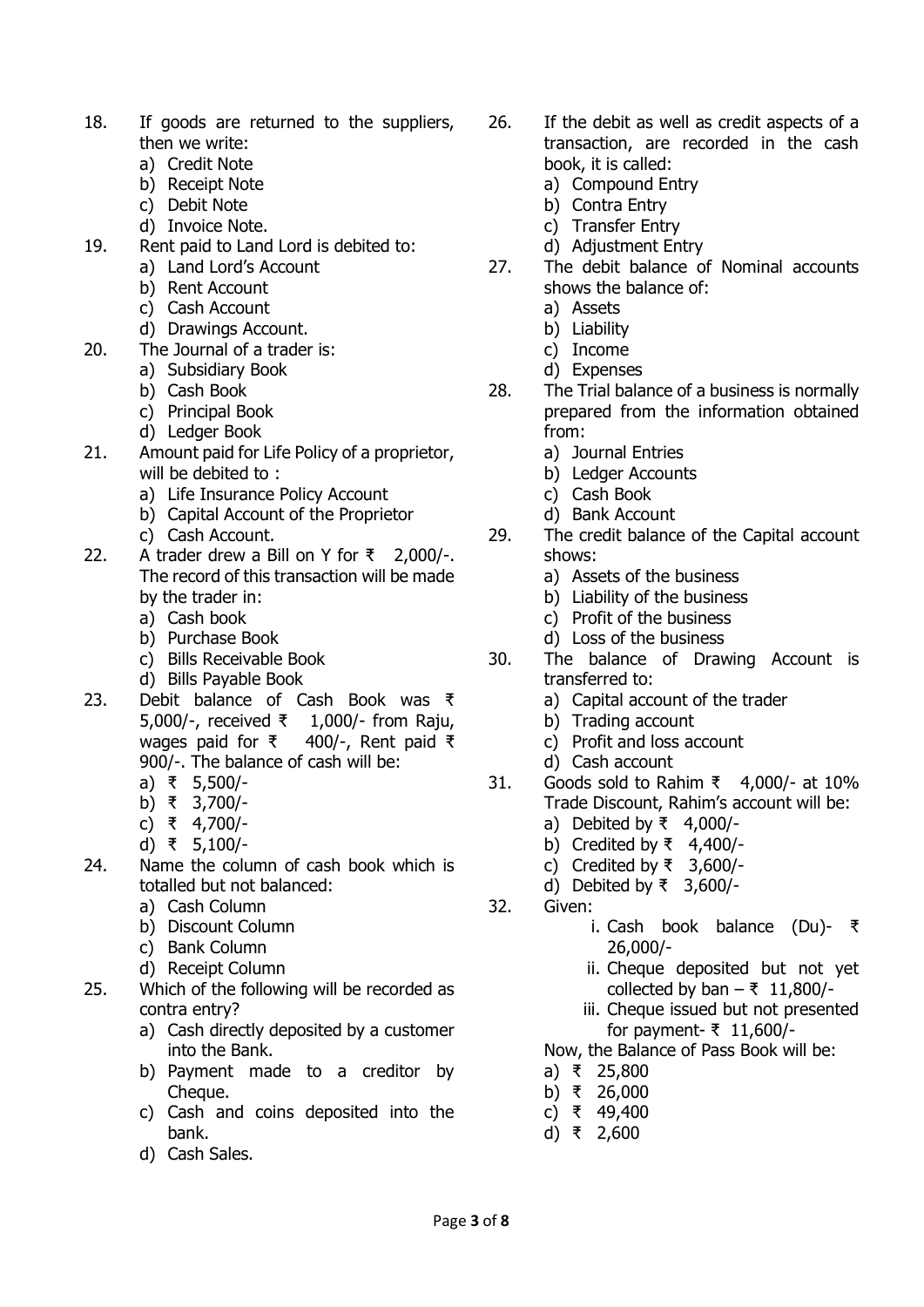18. If goods are returned to the suppliers, then we write:
    a) Credit Note
    b) Receipt Note
    c) Debit Note
    d) Invoice Note.

19. Rent paid to Land Lord is debited to:
    a) Land Lord's Account
    b) Rent Account
    c) Cash Account
    d) Drawings Account.

20. The Journal of a trader is:
    a) Subsidiary Book
    b) Cash Book
    c) Principal Book
    d) Ledger Book

21. Amount paid for Life Policy of a proprietor, will be debited to :
    a) Life Insurance Policy Account
    b) Capital Account of the Proprietor
    c) Cash Account.

22. A trader drew a Bill on Y for ₹ 2,000/-. The record of this transaction will be made by the trader in:
    a) Cash book
    b) Purchase Book
    c) Bills Receivable Book
    d) Bills Payable Book

23. Debit balance of Cash Book was ₹ 5,000/-, received ₹ 1,000/- from Raju, wages paid for ₹ 400/-, Rent paid ₹ 900/-. The balance of cash will be:
    a) ₹ 5,500/-
    b) ₹ 3,700/-
    c) ₹ 4,700/-
    d) ₹ 5,100/-

24. Name the column of cash book which is totalled but not balanced:
    a) Cash Column
    b) Discount Column
    c) Bank Column
    d) Receipt Column

25. Which of the following will be recorded as contra entry?
    a) Cash directly deposited by a customer into the Bank.
    b) Payment made to a creditor by Cheque.
    c) Cash and coins deposited into the bank.
    d) Cash Sales.

26. If the debit as well as credit aspects of a transaction, are recorded in the cash book, it is called:
    a) Compound Entry
    b) Contra Entry
    c) Transfer Entry
    d) Adjustment Entry

27. The debit balance of Nominal accounts shows the balance of:
    a) Assets
    b) Liability
    c) Income
    d) Expenses

28. The Trial balance of a business is normally prepared from the information obtained from:
    a) Journal Entries
    b) Ledger Accounts
    c) Cash Book
    d) Bank Account

29. The credit balance of the Capital account shows:
    a) Assets of the business
    b) Liability of the business
    c) Profit of the business
    d) Loss of the business

30. The balance of Drawing Account is transferred to:
    a) Capital account of the trader
    b) Trading account
    c) Profit and loss account
    d) Cash account

31. Goods sold to Rahim ₹ 4,000/- at 10% Trade Discount, Rahim's account will be:
    a) Debited by ₹ 4,000/-
    b) Credited by ₹ 4,400/-
    c) Credited by ₹ 3,600/-
    d) Debited by ₹ 3,600/-

32. Given:
    i. Cash book balance (Du)- ₹ 26,000/-
    ii. Cheque deposited but not yet collected by ban – ₹ 11,800/-
    iii. Cheque issued but not presented for payment- ₹ 11,600/-

    Now, the Balance of Pass Book will be:
    a) ₹ 25,800
    b) ₹ 26,000
    c) ₹ 49,400
    d) ₹ 2,600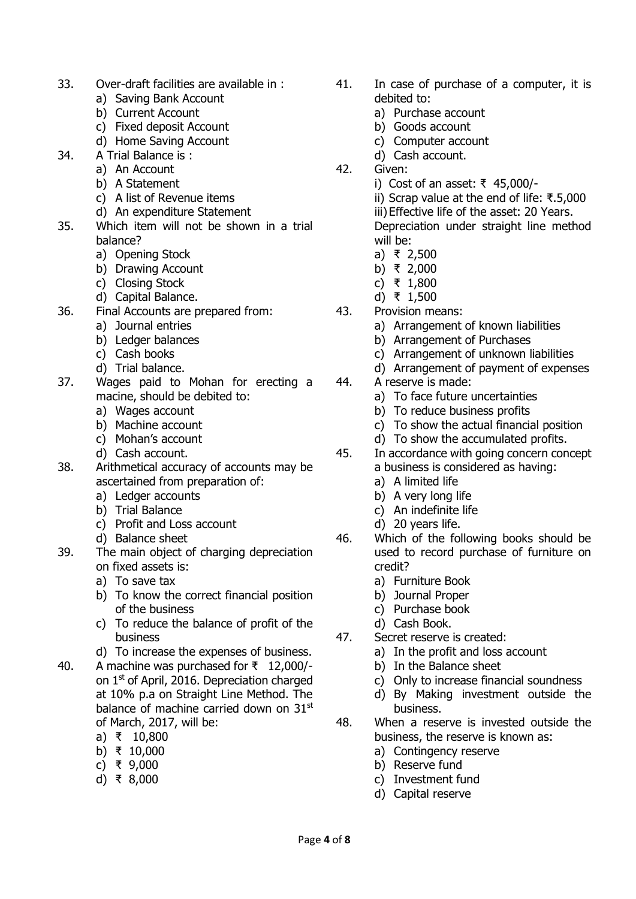33. Over-draft facilities are available in :
    a) Saving Bank Account
    b) Current Account
    c) Fixed deposit Account
    d) Home Saving Account
34. A Trial Balance is :
    a) An Account
    b) A Statement
    c) A list of Revenue items
    d) An expenditure Statement
35. Which item will not be shown in a trial balance?
    a) Opening Stock
    b) Drawing Account
    c) Closing Stock
    d) Capital Balance.
36. Final Accounts are prepared from:
    a) Journal entries
    b) Ledger balances
    c) Cash books
    d) Trial balance.
37. Wages paid to Mohan for erecting a macine, should be debited to:
    a) Wages account
    b) Machine account
    c) Mohan's account
    d) Cash account.
38. Arithmetical accuracy of accounts may be ascertained from preparation of:
    a) Ledger accounts
    b) Trial Balance
    c) Profit and Loss account
    d) Balance sheet
39. The main object of charging depreciation on fixed assets is:
    a) To save tax
    b) To know the correct financial position of the business
    c) To reduce the balance of profit of the business
    d) To increase the expenses of business.
40. A machine was purchased for ₹ 12,000/- on 1st of April, 2016. Depreciation charged at 10% p.a on Straight Line Method. The balance of machine carried down on 31st of March, 2017, will be:
    a) ₹ 10,800
    b) ₹ 10,000
    c) ₹ 9,000
    d) ₹ 8,000
41. In case of purchase of a computer, it is debited to:
    a) Purchase account
    b) Goods account
    c) Computer account
    d) Cash account.
42. Given:
    i) Cost of an asset: ₹ 45,000/-
    ii) Scrap value at the end of life: ₹.5,000
    iii) Effective life of the asset: 20 Years.
    Depreciation under straight line method will be:
    a) ₹ 2,500
    b) ₹ 2,000
    c) ₹ 1,800
    d) ₹ 1,500
43. Provision means:
    a) Arrangement of known liabilities
    b) Arrangement of Purchases
    c) Arrangement of unknown liabilities
    d) Arrangement of payment of expenses
44. A reserve is made:
    a) To face future uncertainties
    b) To reduce business profits
    c) To show the actual financial position
    d) To show the accumulated profits.
45. In accordance with going concern concept a business is considered as having:
    a) A limited life
    b) A very long life
    c) An indefinite life
    d) 20 years life.
46. Which of the following books should be used to record purchase of furniture on credit?
    a) Furniture Book
    b) Journal Proper
    c) Purchase book
    d) Cash Book.
47. Secret reserve is created:
    a) In the profit and loss account
    b) In the Balance sheet
    c) Only to increase financial soundness
    d) By Making investment outside the business.
48. When a reserve is invested outside the business, the reserve is known as:
    a) Contingency reserve
    b) Reserve fund
    c) Investment fund
    d) Capital reserve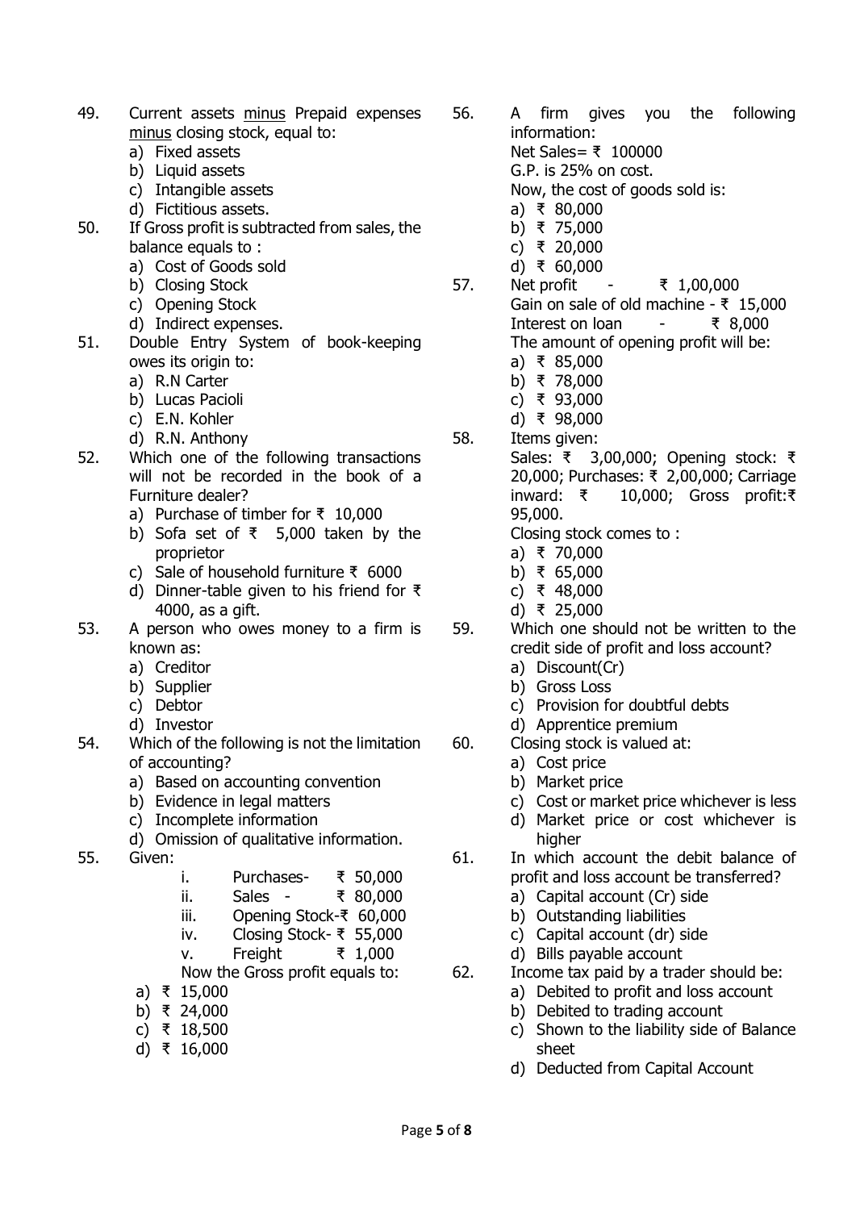49. Current assets <u>minus</u> Prepaid expenses <u>minus</u> closing stock, equal to:
    a) Fixed assets
    b) Liquid assets
    c) Intangible assets
    d) Fictitious assets.

50. If Gross profit is subtracted from sales, the balance equals to :
    a) Cost of Goods sold
    b) Closing Stock
    c) Opening Stock
    d) Indirect expenses.

51. Double Entry System of book-keeping owes its origin to:
    a) R.N Carter
    b) Lucas Pacioli
    c) E.N. Kohler
    d) R.N. Anthony

52. Which one of the following transactions will not be recorded in the book of a Furniture dealer?
    a) Purchase of timber for ₹ 10,000
    b) Sofa set of ₹ 5,000 taken by the proprietor
    c) Sale of household furniture ₹ 6000
    d) Dinner-table given to his friend for ₹ 4000, as a gift.

53. A person who owes money to a firm is known as:
    a) Creditor
    b) Supplier
    c) Debtor
    d) Investor

54. Which of the following is not the limitation of accounting?
    a) Based on accounting convention
    b) Evidence in legal matters
    c) Incomplete information
    d) Omission of qualitative information.

55. Given:
    i. Purchases- ₹ 50,000
    ii. Sales - ₹ 80,000
    iii. Opening Stock-₹ 60,000
    iv. Closing Stock- ₹ 55,000
    v. Freight ₹ 1,000

    Now the Gross profit equals to:
    a) ₹ 15,000
    b) ₹ 24,000
    c) ₹ 18,500
    d) ₹ 16,000

56. A firm gives you the following information:
    Net Sales= ₹ 100000
    G.P. is 25% on cost.
    Now, the cost of goods sold is:
    a) ₹ 80,000
    b) ₹ 75,000
    c) ₹ 20,000
    d) ₹ 60,000

57. Net profit - ₹ 1,00,000
    Gain on sale of old machine - ₹ 15,000
    Interest on loan - ₹ 8,000
    The amount of opening profit will be:
    a) ₹ 85,000
    b) ₹ 78,000
    c) ₹ 93,000
    d) ₹ 98,000

58. Items given:
    Sales: ₹ 3,00,000; Opening stock: ₹ 20,000; Purchases: ₹ 2,00,000; Carriage inward: ₹ 10,000; Gross profit:₹ 95,000.
    Closing stock comes to :
    a) ₹ 70,000
    b) ₹ 65,000
    c) ₹ 48,000
    d) ₹ 25,000

59. Which one should not be written to the credit side of profit and loss account?
    a) Discount(Cr)
    b) Gross Loss
    c) Provision for doubtful debts
    d) Apprentice premium

60. Closing stock is valued at:
    a) Cost price
    b) Market price
    c) Cost or market price whichever is less
    d) Market price or cost whichever is higher

61. In which account the debit balance of profit and loss account be transferred?
    a) Capital account (Cr) side
    b) Outstanding liabilities
    c) Capital account (dr) side
    d) Bills payable account

62. Income tax paid by a trader should be:
    a) Debited to profit and loss account
    b) Debited to trading account
    c) Shown to the liability side of Balance sheet
    d) Deducted from Capital Account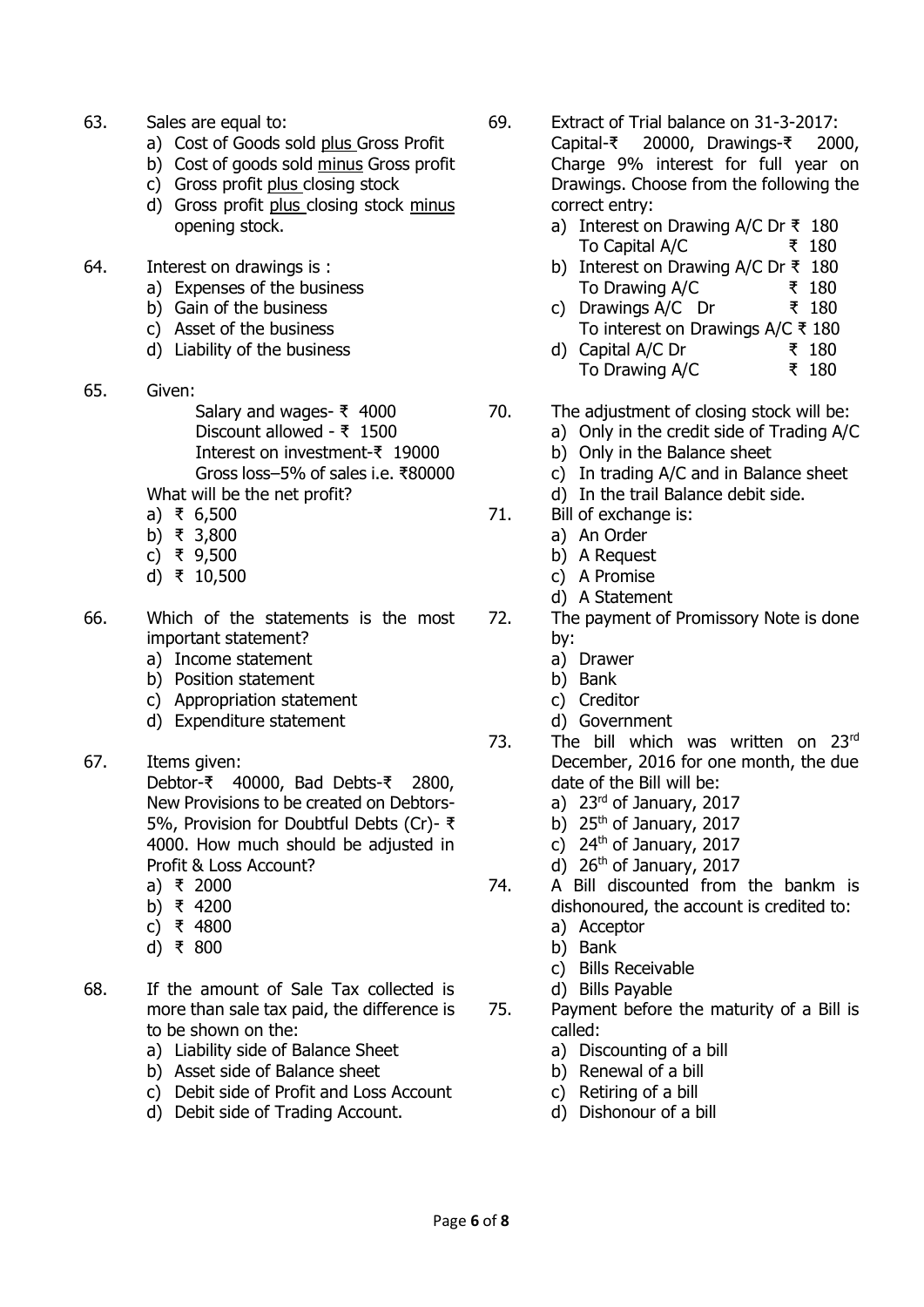63. Sales are equal to:
   a) Cost of Goods sold plus Gross Profit
   b) Cost of goods sold minus Gross profit
   c) Gross profit plus closing stock
   d) Gross profit plus closing stock minus opening stock.

64. Interest on drawings is :
   a) Expenses of the business
   b) Gain of the business
   c) Asset of the business
   d) Liability of the business

65. Given:

   Salary and wages- ₹ 4000
   Discount allowed - ₹ 1500
   Interest on investment-₹ 19000
   Gross loss–5% of sales i.e. ₹80000

   What will be the net profit?
   a) ₹ 6,500
   b) ₹ 3,800
   c) ₹ 9,500
   d) ₹ 10,500

66. Which of the statements is the most important statement?
   a) Income statement
   b) Position statement
   c) Appropriation statement
   d) Expenditure statement

67. Items given:
   Debtor-₹ 40000, Bad Debts-₹ 2800, New Provisions to be created on Debtors-5%, Provision for Doubtful Debts (Cr)- ₹ 4000. How much should be adjusted in Profit & Loss Account?
   a) ₹ 2000
   b) ₹ 4200
   c) ₹ 4800
   d) ₹ 800

68. If the amount of Sale Tax collected is more than sale tax paid, the difference is to be shown on the:
   a) Liability side of Balance Sheet
   b) Asset side of Balance sheet
   c) Debit side of Profit and Loss Account
   d) Debit side of Trading Account.

69. Extract of Trial balance on 31-3-2017: Capital-₹ 20000, Drawings-₹ 2000, Charge 9% interest for full year on Drawings. Choose from the following the correct entry:
   a) Interest on Drawing A/C Dr ₹ 180
      To Capital A/C ₹ 180
   b) Interest on Drawing A/C Dr ₹ 180
      To Drawing A/C ₹ 180
   c) Drawings A/C Dr ₹ 180
      To interest on Drawings A/C ₹ 180
   d) Capital A/C Dr ₹ 180
      To Drawing A/C ₹ 180

70. The adjustment of closing stock will be:
   a) Only in the credit side of Trading A/C
   b) Only in the Balance sheet
   c) In trading A/C and in Balance sheet
   d) In the trail Balance debit side.

71. Bill of exchange is:
   a) An Order
   b) A Request
   c) A Promise
   d) A Statement

72. The payment of Promissory Note is done by:
   a) Drawer
   b) Bank
   c) Creditor
   d) Government

73. The bill which was written on 23rd December, 2016 for one month, the due date of the Bill will be:
   a) 23rd of January, 2017
   b) 25th of January, 2017
   c) 24th of January, 2017
   d) 26th of January, 2017

74. A Bill discounted from the bankm is dishonoured, the account is credited to:
   a) Acceptor
   b) Bank
   c) Bills Receivable
   d) Bills Payable

75. Payment before the maturity of a Bill is called:
   a) Discounting of a bill
   b) Renewal of a bill
   c) Retiring of a bill
   d) Dishonour of a bill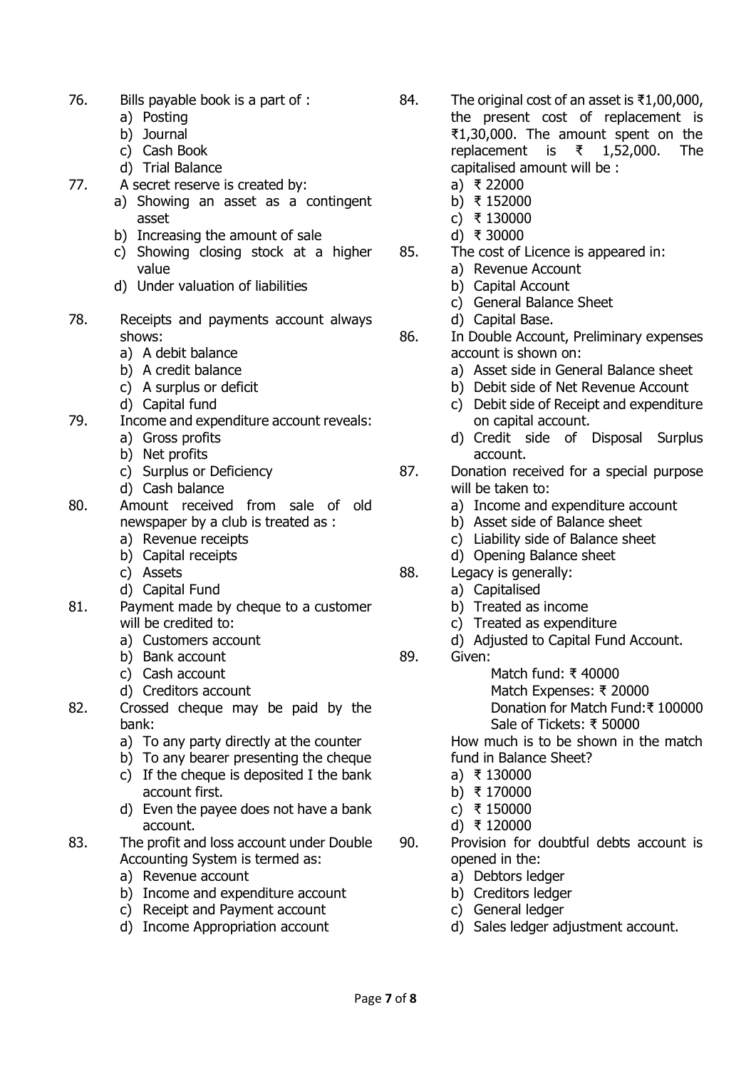76. Bills payable book is a part of :
    a) Posting
    b) Journal
    c) Cash Book
    d) Trial Balance

77. A secret reserve is created by:
    a) Showing an asset as a contingent asset
    b) Increasing the amount of sale
    c) Showing closing stock at a higher value
    d) Under valuation of liabilities

78. Receipts and payments account always shows:
    a) A debit balance
    b) A credit balance
    c) A surplus or deficit
    d) Capital fund

79. Income and expenditure account reveals:
    a) Gross profits
    b) Net profits
    c) Surplus or Deficiency
    d) Cash balance

80. Amount received from sale of old newspaper by a club is treated as :
    a) Revenue receipts
    b) Capital receipts
    c) Assets
    d) Capital Fund

81. Payment made by cheque to a customer will be credited to:
    a) Customers account
    b) Bank account
    c) Cash account
    d) Creditors account

82. Crossed cheque may be paid by the bank:
    a) To any party directly at the counter
    b) To any bearer presenting the cheque
    c) If the cheque is deposited I the bank account first.
    d) Even the payee does not have a bank account.

83. The profit and loss account under Double Accounting System is termed as:
    a) Revenue account
    b) Income and expenditure account
    c) Receipt and Payment account
    d) Income Appropriation account

84. The original cost of an asset is ₹1,00,000, the present cost of replacement is ₹1,30,000. The amount spent on the replacement is ₹ 1,52,000. The capitalised amount will be :
    a) ₹ 22000
    b) ₹ 152000
    c) ₹ 130000
    d) ₹ 30000

85. The cost of Licence is appeared in:
    a) Revenue Account
    b) Capital Account
    c) General Balance Sheet
    d) Capital Base.

86. In Double Account, Preliminary expenses account is shown on:
    a) Asset side in General Balance sheet
    b) Debit side of Net Revenue Account
    c) Debit side of Receipt and expenditure on capital account.
    d) Credit side of Disposal Surplus account.

87. Donation received for a special purpose will be taken to:
    a) Income and expenditure account
    b) Asset side of Balance sheet
    c) Liability side of Balance sheet
    d) Opening Balance sheet

88. Legacy is generally:
    a) Capitalised
    b) Treated as income
    c) Treated as expenditure
    d) Adjusted to Capital Fund Account.

89. Given:
    Match fund: ₹ 40000
    Match Expenses: ₹ 20000
    Donation for Match Fund:₹ 100000
    Sale of Tickets: ₹ 50000

    How much is to be shown in the match fund in Balance Sheet?
    a) ₹ 130000
    b) ₹ 170000
    c) ₹ 150000
    d) ₹ 120000

90. Provision for doubtful debts account is opened in the:
    a) Debtors ledger
    b) Creditors ledger
    c) General ledger
    d) Sales ledger adjustment account.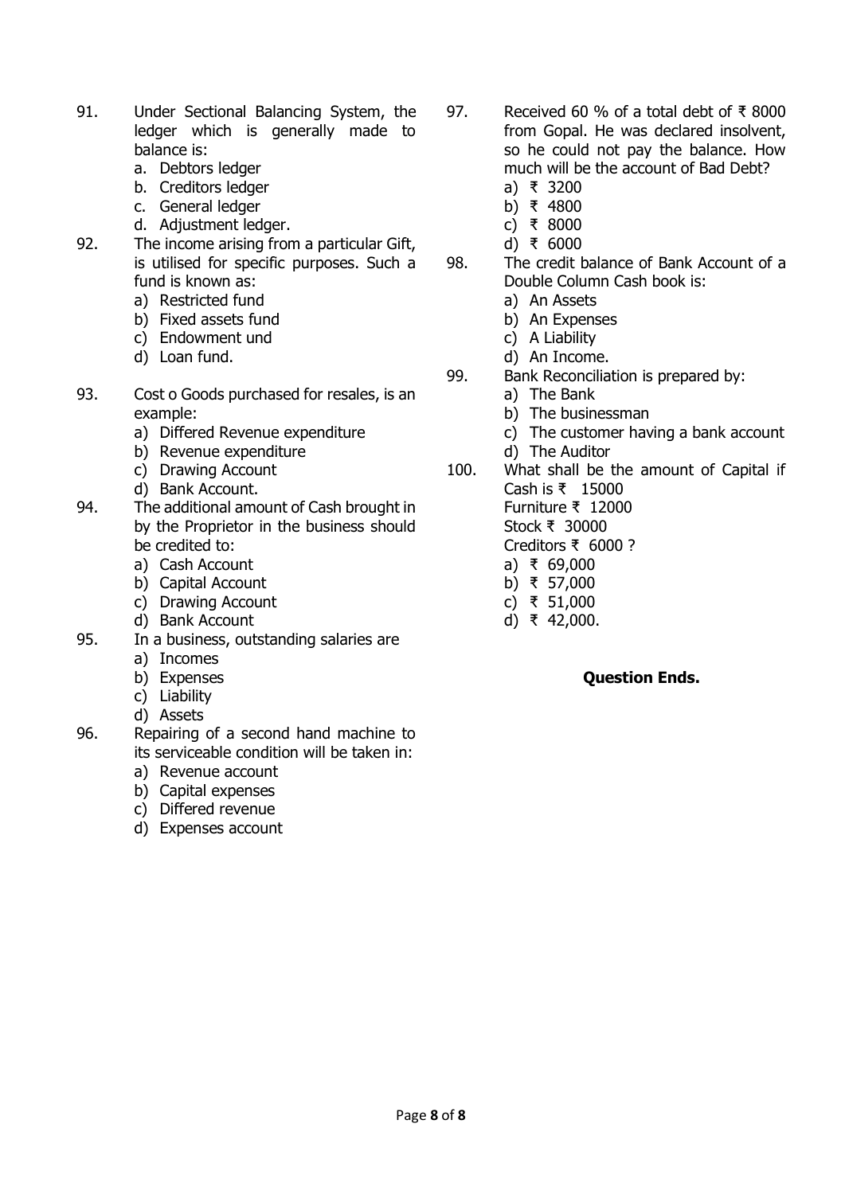91. Under Sectional Balancing System, the ledger which is generally made to balance is:
    a. Debtors ledger
    b. Creditors ledger
    c. General ledger
    d. Adjustment ledger.

92. The income arising from a particular Gift, is utilised for specific purposes. Such a fund is known as:
    a) Restricted fund
    b) Fixed assets fund
    c) Endowment und
    d) Loan fund.

93. Cost o Goods purchased for resales, is an example:
    a) Differed Revenue expenditure
    b) Revenue expenditure
    c) Drawing Account
    d) Bank Account.

94. The additional amount of Cash brought in by the Proprietor in the business should be credited to:
    a) Cash Account
    b) Capital Account
    c) Drawing Account
    d) Bank Account

95. In a business, outstanding salaries are
    a) Incomes
    b) Expenses
    c) Liability
    d) Assets

96. Repairing of a second hand machine to its serviceable condition will be taken in:
    a) Revenue account
    b) Capital expenses
    c) Differed revenue
    d) Expenses account

97. Received 60 % of a total debt of ₹ 8000 from Gopal. He was declared insolvent, so he could not pay the balance. How much will be the account of Bad Debt?
    a) ₹ 3200
    b) ₹ 4800
    c) ₹ 8000
    d) ₹ 6000

98. The credit balance of Bank Account of a Double Column Cash book is:
    a) An Assets
    b) An Expenses
    c) A Liability
    d) An Income.

99. Bank Reconciliation is prepared by:
    a) The Bank
    b) The businessman
    c) The customer having a bank account
    d) The Auditor

100. What shall be the amount of Capital if Cash is ₹ 15000
    Furniture ₹ 12000
    Stock ₹ 30000
    Creditors ₹ 6000 ?
    a) ₹ 69,000
    b) ₹ 57,000
    c) ₹ 51,000
    d) ₹ 42,000.

**Question Ends.**